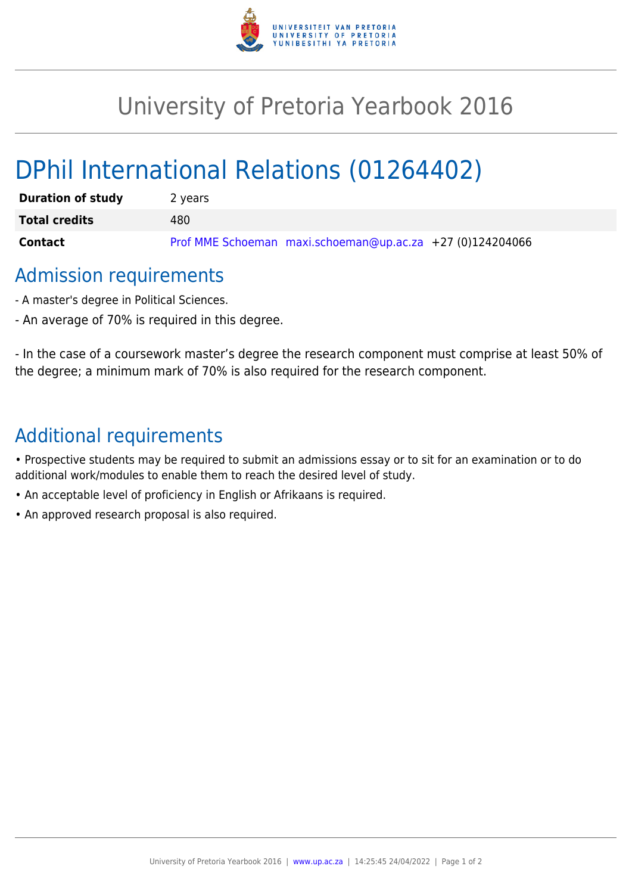# University of Pretoria Yearbook 2016

# DPhil International Relations (01264402)

| | |
|---|---|
| **Duration of study** | 2 years |
| **Total credits** | 480 |
| **Contact** | Prof MME Schoeman maxi.schoeman@up.ac.za +27 (0)124204066 |

## Admission requirements

- A master's degree in Political Sciences.
- An average of 70% is required in this degree.

- In the case of a coursework master's degree the research component must comprise at least 50% of the degree; a minimum mark of 70% is also required for the research component.

## Additional requirements

- Prospective students may be required to submit an admissions essay or to sit for an examination or to do additional work/modules to enable them to reach the desired level of study.
- An acceptable level of proficiency in English or Afrikaans is required.
- An approved research proposal is also required.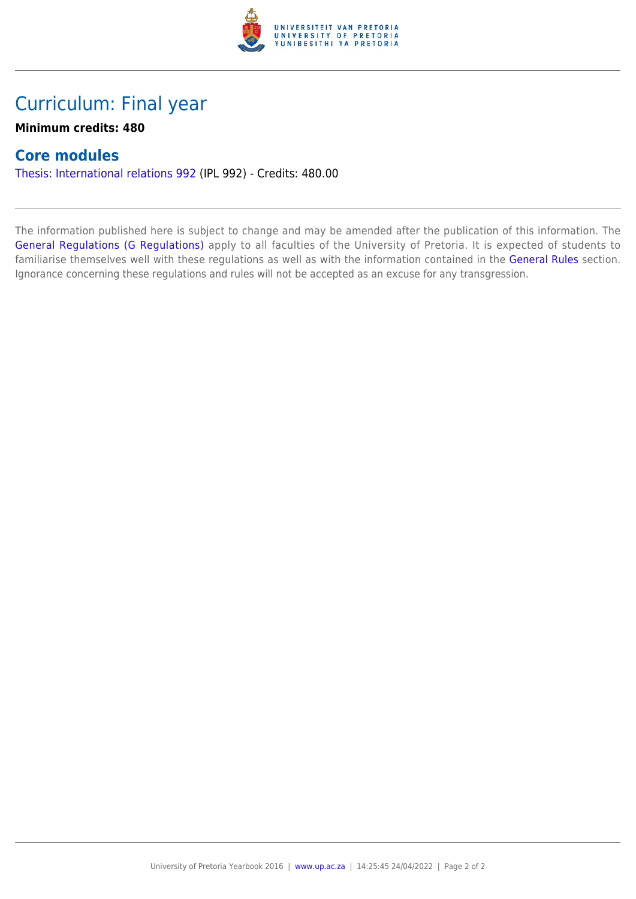# Curriculum: Final year

**Minimum credits: 480**

## Core modules

Thesis: International relations 992 (IPL 992) - Credits: 480.00

The information published here is subject to change and may be amended after the publication of this information. The General Regulations (G Regulations) apply to all faculties of the University of Pretoria. It is expected of students to familiarise themselves well with these regulations as well as with the information contained in the General Rules section. Ignorance concerning these regulations and rules will not be accepted as an excuse for any transgression.